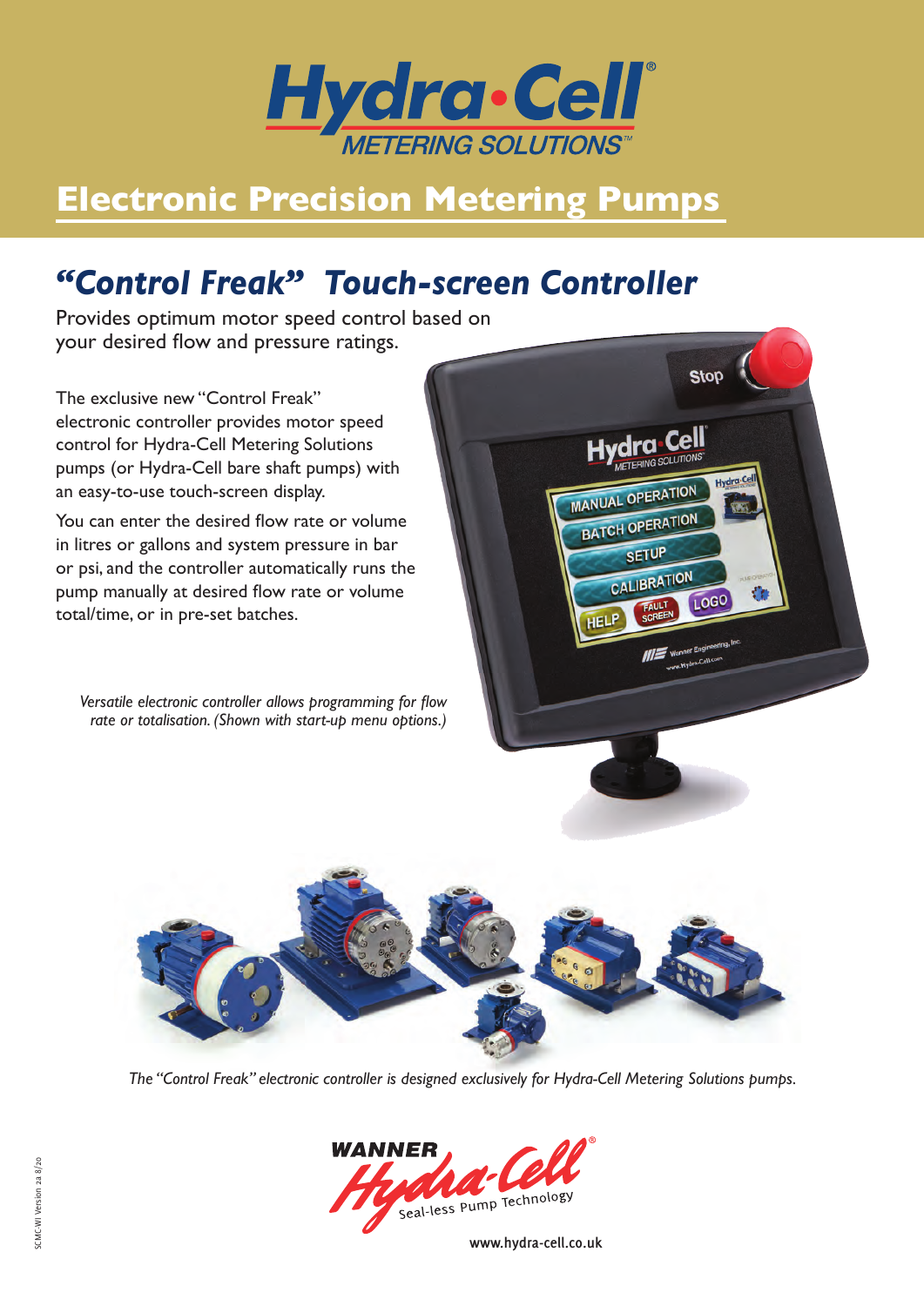# Hydra-Cell® METERING SOLUTIONS™

## Electronic Precision Metering Pumps

### *"Control Freak" Touch-screen Controller*

Provides optimum motor speed control based on your desired flow and pressure ratings.

The exclusive new "Control Freak" electronic controller provides motor speed control for Hydra-Cell Metering Solutions pumps (or Hydra-Cell bare shaft pumps) with an easy-to-use touch-screen display.

You can enter the desired flow rate or volume in litres or gallons and system pressure in bar or psi, and the controller automatically runs the pump manually at desired flow rate or volume total/time, or in pre-set batches.

*Versatile electronic controller allows programming for flow rate or totalisation. (Shown with start-up menu options.)*

*The "Control Freak" electronic controller is designed exclusively for Hydra-Cell Metering Solutions pumps.*

WANNER Hydra-Cell® Seal-less Pump Technology

www.hydra-cell.co.uk

SCMC-WI Version 2a 8/20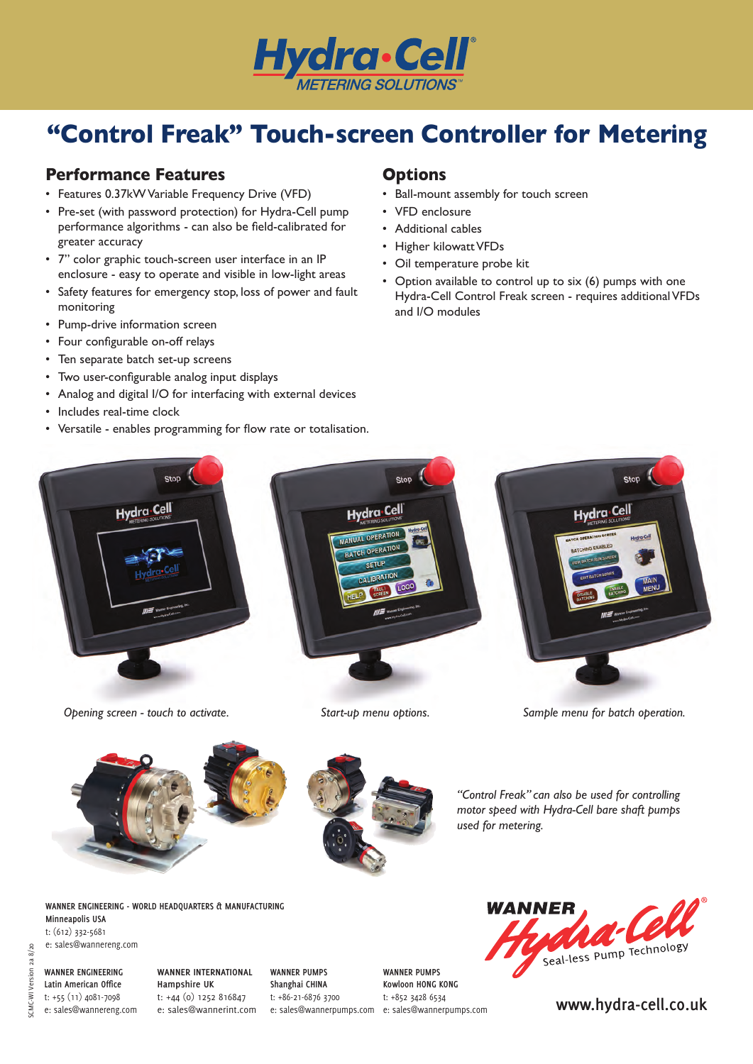# "Control Freak" Touch-screen Controller for Metering

## Performance Features

- Features 0.37kW Variable Frequency Drive (VFD)
- Pre-set (with password protection) for Hydra-Cell pump performance algorithms - can also be field-calibrated for greater accuracy
- 7" color graphic touch-screen user interface in an IP enclosure - easy to operate and visible in low-light areas
- Safety features for emergency stop, loss of power and fault monitoring
- Pump-drive information screen
- Four configurable on-off relays
- Ten separate batch set-up screens
- Two user-configurable analog input displays
- Analog and digital I/O for interfacing with external devices
- Includes real-time clock
- Versatile - enables programming for flow rate or totalisation.

## Options

- Ball-mount assembly for touch screen
- VFD enclosure
- Additional cables
- Higher kilowatt VFDs
- Oil temperature probe kit
- Option available to control up to six (6) pumps with one Hydra-Cell Control Freak screen - requires additional VFDs and I/O modules

*Opening screen - touch to activate.*

*Start-up menu options.*

*Sample menu for batch operation.*

*"Control Freak" can also be used for controlling motor speed with Hydra-Cell bare shaft pumps used for metering.*

WANNER ENGINEERING - WORLD HEADQUARTERS & MANUFACTURING
Minneapolis USA
t: (612) 332-5681
e: sales@wannereng.com

WANNER ENGINEERING
Latin American Office
t: +55 (11) 4081-7098
e: sales@wannereng.com

WANNER INTERNATIONAL
Hampshire UK
t: +44 (0) 1252 816847
e: sales@wannerint.com

WANNER PUMPS
Shanghai CHINA
t: +86-21-6876 3700
e: sales@wannerpumps.com

WANNER PUMPS
Kowloon HONG KONG
t: +852 3428 6534
e: sales@wannerpumps.com

WANNER Hydra-Cell® Seal-less Pump Technology

www.hydra-cell.co.uk

SCMC-WI Version 2a 8/20